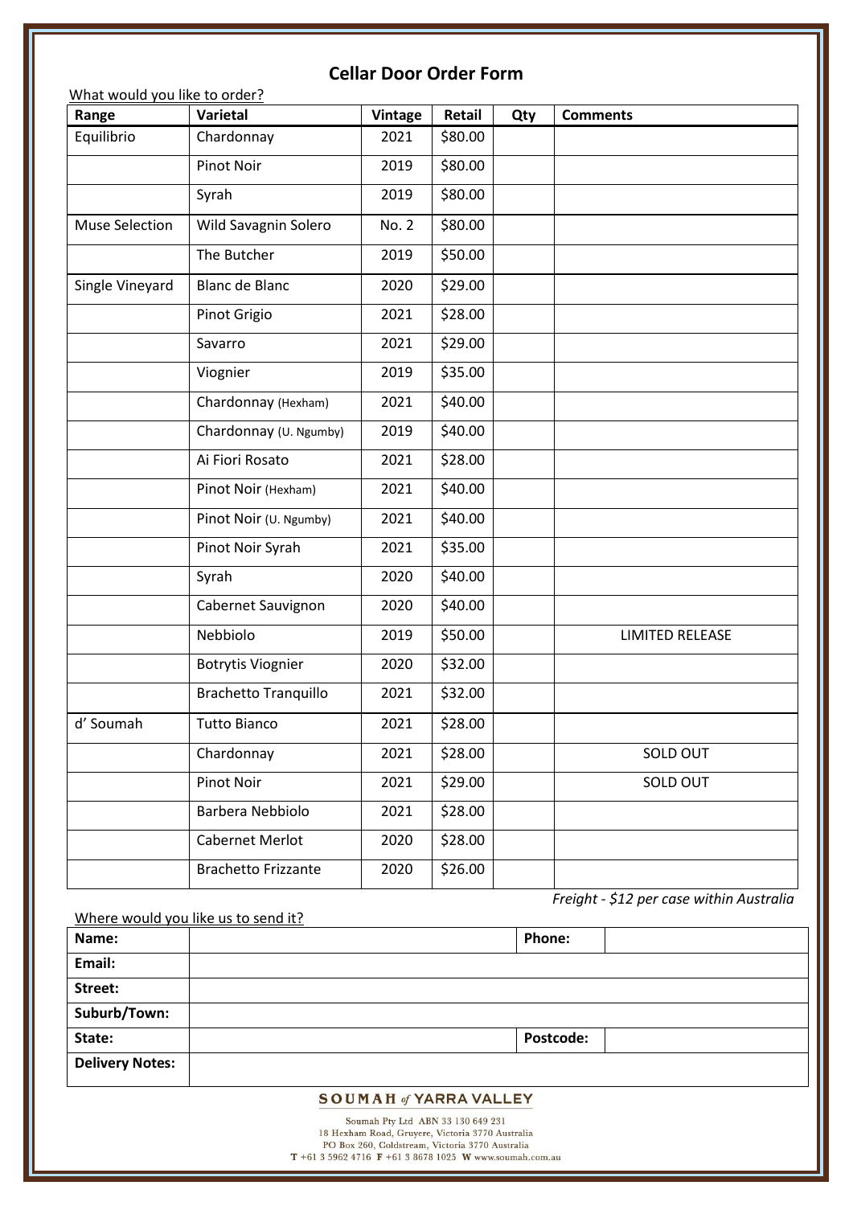# Cellar Door Order Form

What would you like to order?

| Range | Varietal | Vintage | Retail | Qty | Comments |
|---|---|---|---|---|---|
| Equilibrio | Chardonnay | 2021 | $80.00 | | |
| | Pinot Noir | 2019 | $80.00 | | |
| | Syrah | 2019 | $80.00 | | |
| Muse Selection | Wild Savagnin Solero | No. 2 | $80.00 | | |
| | The Butcher | 2019 | $50.00 | | |
| Single Vineyard | Blanc de Blanc | 2020 | $29.00 | | |
| | Pinot Grigio | 2021 | $28.00 | | |
| | Savarro | 2021 | $29.00 | | |
| | Viognier | 2019 | $35.00 | | |
| | Chardonnay (Hexham) | 2021 | $40.00 | | |
| | Chardonnay (U. Ngumby) | 2019 | $40.00 | | |
| | Ai Fiori Rosato | 2021 | $28.00 | | |
| | Pinot Noir (Hexham) | 2021 | $40.00 | | |
| | Pinot Noir (U. Ngumby) | 2021 | $40.00 | | |
| | Pinot Noir Syrah | 2021 | $35.00 | | |
| | Syrah | 2020 | $40.00 | | |
| | Cabernet Sauvignon | 2020 | $40.00 | | |
| | Nebbiolo | 2019 | $50.00 | | LIMITED RELEASE |
| | Botrytis Viognier | 2020 | $32.00 | | |
| | Brachetto Tranquillo | 2021 | $32.00 | | |
| d' Soumah | Tutto Bianco | 2021 | $28.00 | | |
| | Chardonnay | 2021 | $28.00 | | SOLD OUT |
| | Pinot Noir | 2021 | $29.00 | | SOLD OUT |
| | Barbera Nebbiolo | 2021 | $28.00 | | |
| | Cabernet Merlot | 2020 | $28.00 | | |
| | Brachetto Frizzante | 2020 | $26.00 | | |

*Freight - $12 per case within Australia*

Where would you like us to send it?

| | | | |
|---|---|---|---|
| **Name:** | | **Phone:** | |
| **Email:** | | | |
| **Street:** | | | |
| **Suburb/Town:** | | | |
| **State:** | | **Postcode:** | |
| **Delivery Notes:** | | | |

**SOUMAH *of* YARRA VALLEY**

Soumah Pty Ltd ABN 33 130 649 231
18 Hexham Road, Gruyere, Victoria 3770 Australia
PO Box 260, Coldstream, Victoria 3770 Australia
**T** +61 3 5962 4716 **F** +61 3 8678 1025 **W** www.soumah.com.au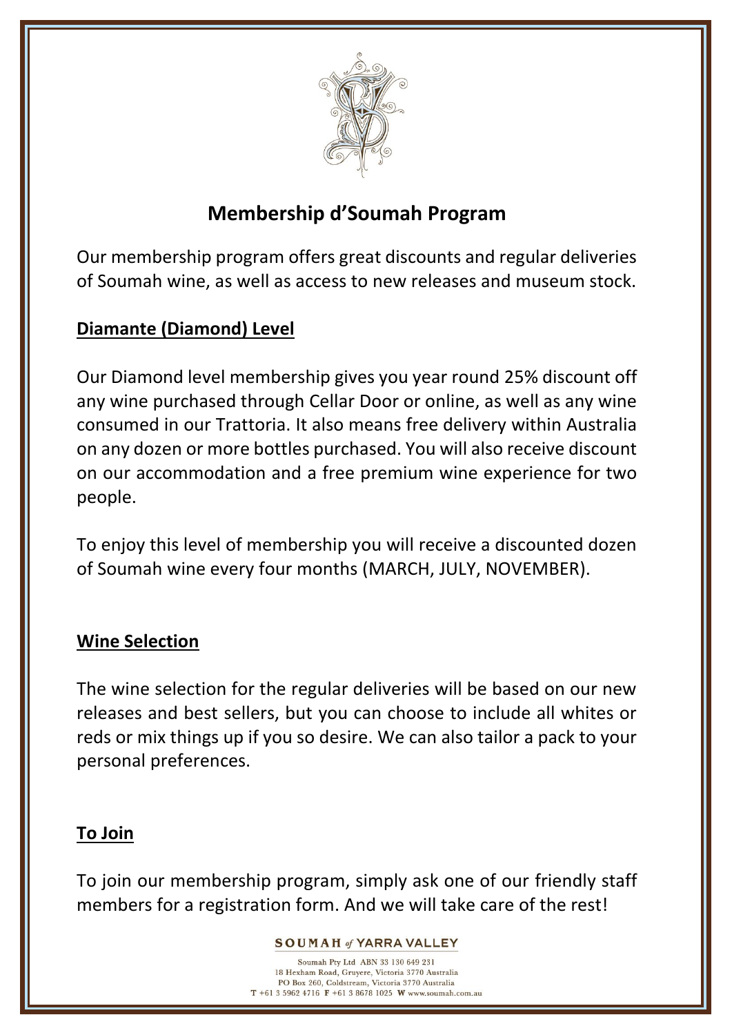# Membership d'Soumah Program

Our membership program offers great discounts and regular deliveries of Soumah wine, as well as access to new releases and museum stock.

## Diamante (Diamond) Level

Our Diamond level membership gives you year round 25% discount off any wine purchased through Cellar Door or online, as well as any wine consumed in our Trattoria. It also means free delivery within Australia on any dozen or more bottles purchased. You will also receive discount on our accommodation and a free premium wine experience for two people.

To enjoy this level of membership you will receive a discounted dozen of Soumah wine every four months (MARCH, JULY, NOVEMBER).

## Wine Selection

The wine selection for the regular deliveries will be based on our new releases and best sellers, but you can choose to include all whites or reds or mix things up if you so desire. We can also tailor a pack to your personal preferences.

## To Join

To join our membership program, simply ask one of our friendly staff members for a registration form. And we will take care of the rest!

SOUMAH *of* YARRA VALLEY

Soumah Pty Ltd ABN 33 130 649 231
18 Hexham Road, Gruyere, Victoria 3770 Australia
PO Box 260, Coldstream, Victoria 3770 Australia
T +61 3 5962 4716 F +61 3 8678 1025 W www.soumah.com.au